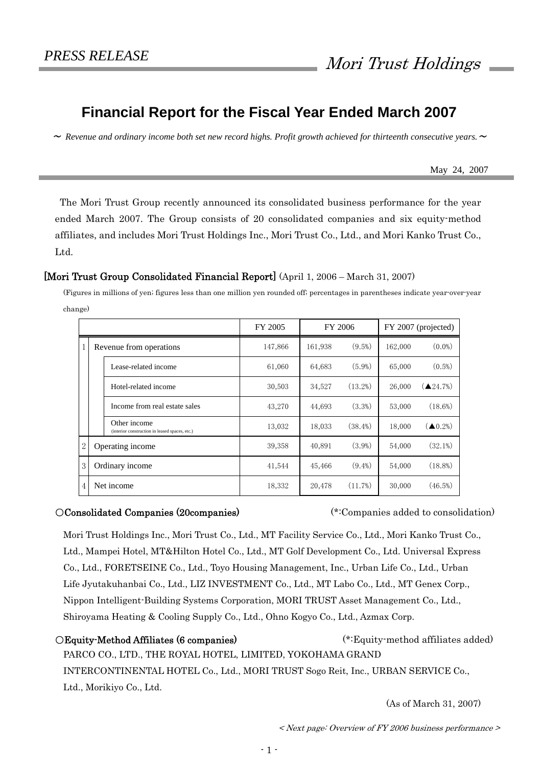*PRESS RELEASE*

*Mori Trust Holdings*

# Financial Report for the Fiscal Year Ended March 2007

~ *Revenue and ordinary income both set new record highs. Profit growth achieved for thirteenth consecutive years.* ~

May 24, 2007

The Mori Trust Group recently announced its consolidated business performance for the year ended March 2007. The Group consists of 20 consolidated companies and six equity-method affiliates, and includes Mori Trust Holdings Inc., Mori Trust Co., Ltd., and Mori Kanko Trust Co., Ltd.

**[Mori Trust Group Consolidated Financial Report]** (April 1, 2006 – March 31, 2007)

(Figures in millions of yen; figures less than one million yen rounded off; percentages in parentheses indicate year-over-year change)

| | | FY 2005 | FY 2006 | | FY 2007 (projected) | |
|---|---|---|---|---|---|---|
| 1 | Revenue from operations | 147,866 | 161,938 | (9.5%) | 162,000 | (0.0%) |
| | Lease-related income | 61,060 | 64,683 | (5.9%) | 65,000 | (0.5%) |
| | Hotel-related income | 30,503 | 34,527 | (13.2%) | 26,000 | (▲24.7%) |
| | Income from real estate sales | 43,270 | 44,693 | (3.3%) | 53,000 | (18.6%) |
| | Other income (interior construction in leased spaces, etc.) | 13,032 | 18,033 | (38.4%) | 18,000 | (▲0.2%) |
| 2 | Operating income | 39,358 | 40,891 | (3.9%) | 54,000 | (32.1%) |
| 3 | Ordinary income | 41,544 | 45,466 | (9.4%) | 54,000 | (18.8%) |
| 4 | Net income | 18,332 | 20,478 | (11.7%) | 30,000 | (46.5%) |

**○Consolidated Companies (20companies)** (*:Companies added to consolidation)

Mori Trust Holdings Inc., Mori Trust Co., Ltd., MT Facility Service Co., Ltd., Mori Kanko Trust Co., Ltd., Mampei Hotel, MT&Hilton Hotel Co., Ltd., MT Golf Development Co., Ltd. Universal Express Co., Ltd., FORETSEINE Co., Ltd., Toyo Housing Management, Inc., Urban Life Co., Ltd., Urban Life Jyutakuhanbai Co., Ltd., LIZ INVESTMENT Co., Ltd., MT Labo Co., Ltd., MT Genex Corp., Nippon Intelligent-Building Systems Corporation, MORI TRUST Asset Management Co., Ltd., Shiroyama Heating & Cooling Supply Co., Ltd., Ohno Kogyo Co., Ltd., Azmax Corp.

**○Equity-Method Affiliates (6 companies)** (*:Equity-method affiliates added)

PARCO CO., LTD., THE ROYAL HOTEL, LIMITED, YOKOHAMA GRAND INTERCONTINENTAL HOTEL Co., Ltd., MORI TRUST Sogo Reit, Inc., URBAN SERVICE Co., Ltd., Morikiyo Co., Ltd.

(As of March 31, 2007)

*< Next page: Overview of FY 2006 business performance >*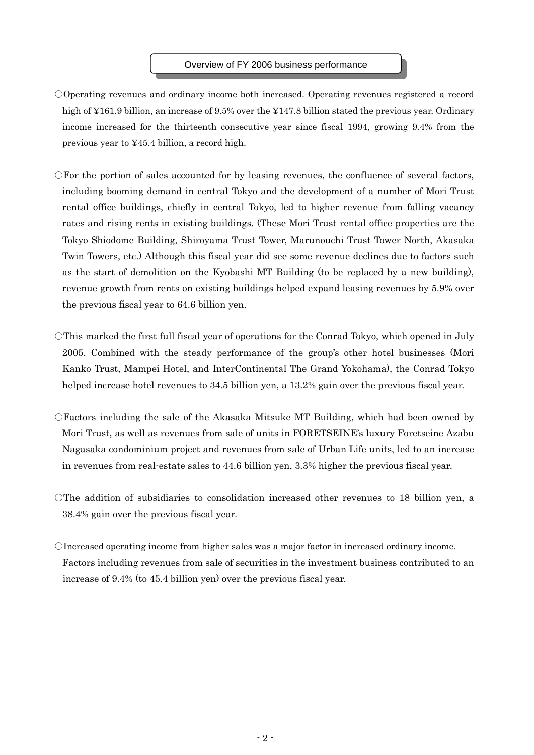## Overview of FY 2006 business performance

○Operating revenues and ordinary income both increased. Operating revenues registered a record high of ¥161.9 billion, an increase of 9.5% over the ¥147.8 billion stated the previous year. Ordinary income increased for the thirteenth consecutive year since fiscal 1994, growing 9.4% from the previous year to ¥45.4 billion, a record high.

○For the portion of sales accounted for by leasing revenues, the confluence of several factors, including booming demand in central Tokyo and the development of a number of Mori Trust rental office buildings, chiefly in central Tokyo, led to higher revenue from falling vacancy rates and rising rents in existing buildings. (These Mori Trust rental office properties are the Tokyo Shiodome Building, Shiroyama Trust Tower, Marunouchi Trust Tower North, Akasaka Twin Towers, etc.) Although this fiscal year did see some revenue declines due to factors such as the start of demolition on the Kyobashi MT Building (to be replaced by a new building), revenue growth from rents on existing buildings helped expand leasing revenues by 5.9% over the previous fiscal year to 64.6 billion yen.

○This marked the first full fiscal year of operations for the Conrad Tokyo, which opened in July 2005. Combined with the steady performance of the group's other hotel businesses (Mori Kanko Trust, Mampei Hotel, and InterContinental The Grand Yokohama), the Conrad Tokyo helped increase hotel revenues to 34.5 billion yen, a 13.2% gain over the previous fiscal year.

○Factors including the sale of the Akasaka Mitsuke MT Building, which had been owned by Mori Trust, as well as revenues from sale of units in FORETSEINE's luxury Foretseine Azabu Nagasaka condominium project and revenues from sale of Urban Life units, led to an increase in revenues from real-estate sales to 44.6 billion yen, 3.3% higher the previous fiscal year.

○The addition of subsidiaries to consolidation increased other revenues to 18 billion yen, a 38.4% gain over the previous fiscal year.

○Increased operating income from higher sales was a major factor in increased ordinary income. Factors including revenues from sale of securities in the investment business contributed to an increase of 9.4% (to 45.4 billion yen) over the previous fiscal year.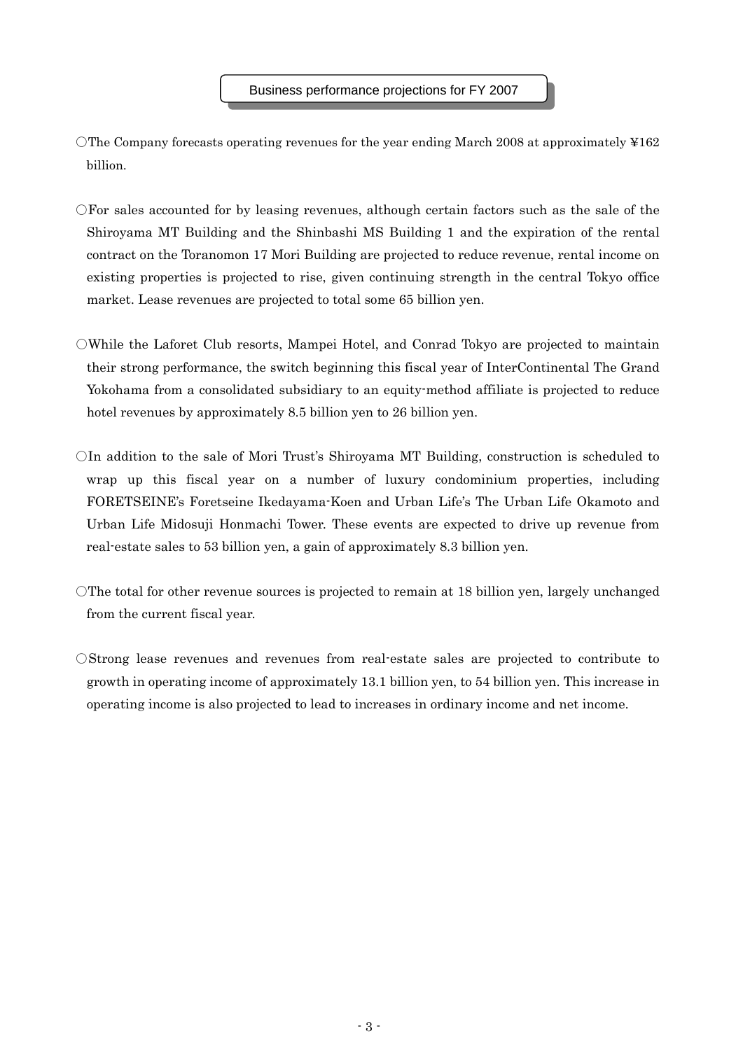## Business performance projections for FY 2007

○The Company forecasts operating revenues for the year ending March 2008 at approximately ¥162 billion.

○For sales accounted for by leasing revenues, although certain factors such as the sale of the Shiroyama MT Building and the Shinbashi MS Building 1 and the expiration of the rental contract on the Toranomon 17 Mori Building are projected to reduce revenue, rental income on existing properties is projected to rise, given continuing strength in the central Tokyo office market. Lease revenues are projected to total some 65 billion yen.

○While the Laforet Club resorts, Mampei Hotel, and Conrad Tokyo are projected to maintain their strong performance, the switch beginning this fiscal year of InterContinental The Grand Yokohama from a consolidated subsidiary to an equity-method affiliate is projected to reduce hotel revenues by approximately 8.5 billion yen to 26 billion yen.

○In addition to the sale of Mori Trust's Shiroyama MT Building, construction is scheduled to wrap up this fiscal year on a number of luxury condominium properties, including FORETSEINE's Foretseine Ikedayama-Koen and Urban Life's The Urban Life Okamoto and Urban Life Midosuji Honmachi Tower. These events are expected to drive up revenue from real-estate sales to 53 billion yen, a gain of approximately 8.3 billion yen.

○The total for other revenue sources is projected to remain at 18 billion yen, largely unchanged from the current fiscal year.

○Strong lease revenues and revenues from real-estate sales are projected to contribute to growth in operating income of approximately 13.1 billion yen, to 54 billion yen. This increase in operating income is also projected to lead to increases in ordinary income and net income.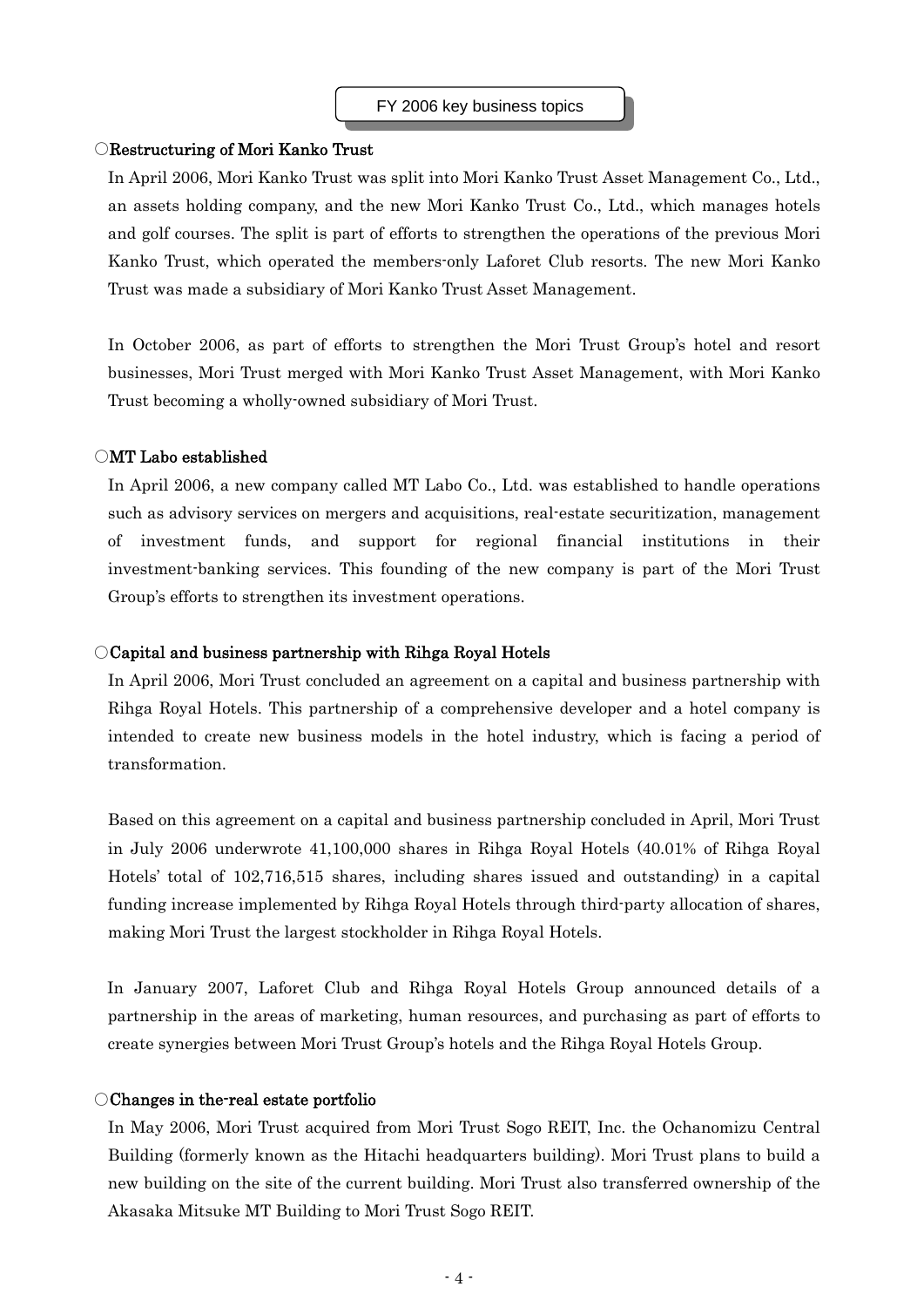## FY 2006 key business topics

### ○Restructuring of Mori Kanko Trust

In April 2006, Mori Kanko Trust was split into Mori Kanko Trust Asset Management Co., Ltd., an assets holding company, and the new Mori Kanko Trust Co., Ltd., which manages hotels and golf courses. The split is part of efforts to strengthen the operations of the previous Mori Kanko Trust, which operated the members-only Laforet Club resorts. The new Mori Kanko Trust was made a subsidiary of Mori Kanko Trust Asset Management.

In October 2006, as part of efforts to strengthen the Mori Trust Group's hotel and resort businesses, Mori Trust merged with Mori Kanko Trust Asset Management, with Mori Kanko Trust becoming a wholly-owned subsidiary of Mori Trust.

### ○MT Labo established

In April 2006, a new company called MT Labo Co., Ltd. was established to handle operations such as advisory services on mergers and acquisitions, real-estate securitization, management of investment funds, and support for regional financial institutions in their investment-banking services. This founding of the new company is part of the Mori Trust Group's efforts to strengthen its investment operations.

### ○Capital and business partnership with Rihga Royal Hotels

In April 2006, Mori Trust concluded an agreement on a capital and business partnership with Rihga Royal Hotels. This partnership of a comprehensive developer and a hotel company is intended to create new business models in the hotel industry, which is facing a period of transformation.

Based on this agreement on a capital and business partnership concluded in April, Mori Trust in July 2006 underwrote 41,100,000 shares in Rihga Royal Hotels (40.01% of Rihga Royal Hotels' total of 102,716,515 shares, including shares issued and outstanding) in a capital funding increase implemented by Rihga Royal Hotels through third-party allocation of shares, making Mori Trust the largest stockholder in Rihga Royal Hotels.

In January 2007, Laforet Club and Rihga Royal Hotels Group announced details of a partnership in the areas of marketing, human resources, and purchasing as part of efforts to create synergies between Mori Trust Group's hotels and the Rihga Royal Hotels Group.

### ○Changes in the-real estate portfolio

In May 2006, Mori Trust acquired from Mori Trust Sogo REIT, Inc. the Ochanomizu Central Building (formerly known as the Hitachi headquarters building). Mori Trust plans to build a new building on the site of the current building. Mori Trust also transferred ownership of the Akasaka Mitsuke MT Building to Mori Trust Sogo REIT.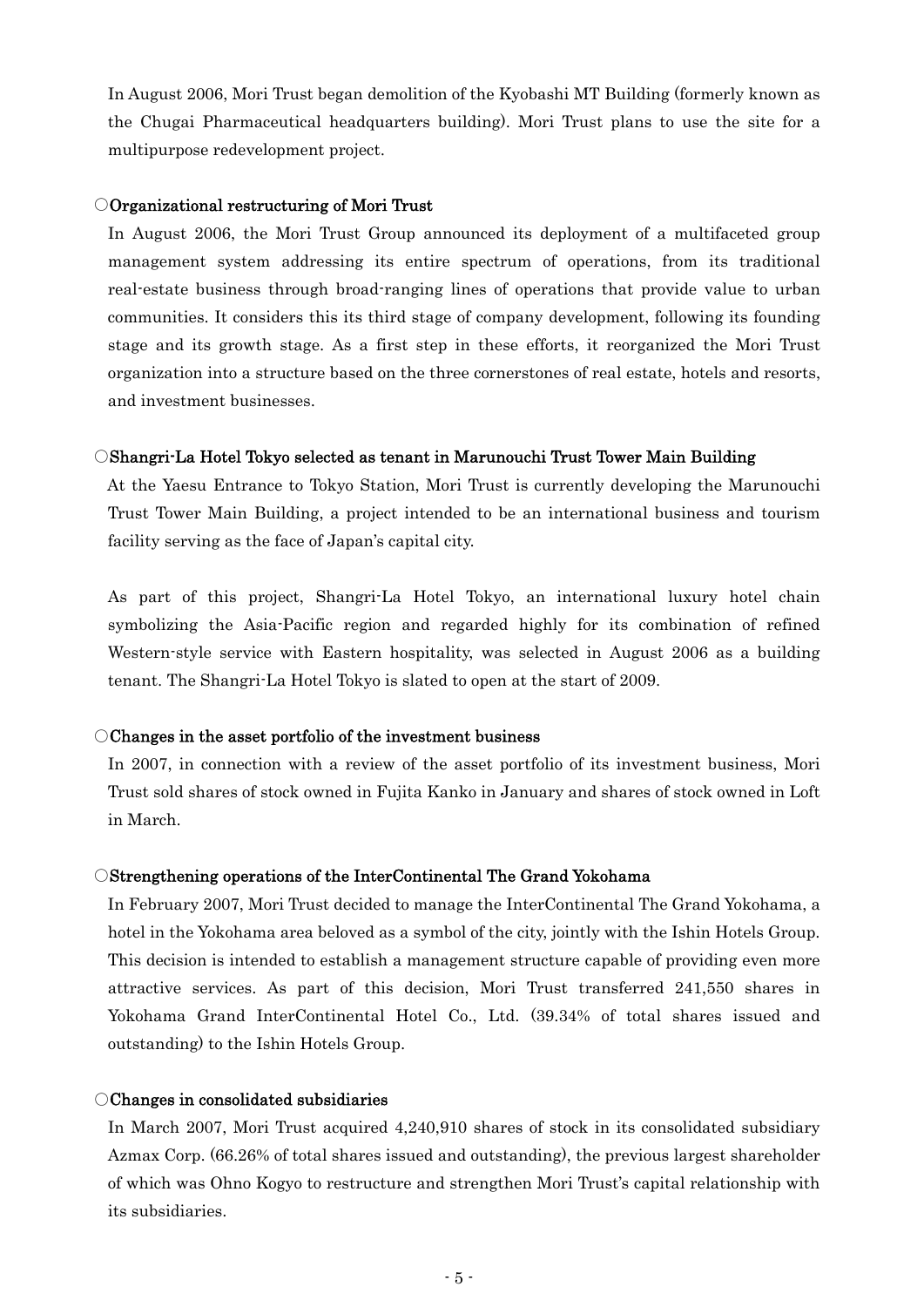In August 2006, Mori Trust began demolition of the Kyobashi MT Building (formerly known as the Chugai Pharmaceutical headquarters building). Mori Trust plans to use the site for a multipurpose redevelopment project.

**○Organizational restructuring of Mori Trust**

In August 2006, the Mori Trust Group announced its deployment of a multifaceted group management system addressing its entire spectrum of operations, from its traditional real-estate business through broad-ranging lines of operations that provide value to urban communities. It considers this its third stage of company development, following its founding stage and its growth stage. As a first step in these efforts, it reorganized the Mori Trust organization into a structure based on the three cornerstones of real estate, hotels and resorts, and investment businesses.

**○Shangri-La Hotel Tokyo selected as tenant in Marunouchi Trust Tower Main Building**

At the Yaesu Entrance to Tokyo Station, Mori Trust is currently developing the Marunouchi Trust Tower Main Building, a project intended to be an international business and tourism facility serving as the face of Japan's capital city.

As part of this project, Shangri-La Hotel Tokyo, an international luxury hotel chain symbolizing the Asia-Pacific region and regarded highly for its combination of refined Western-style service with Eastern hospitality, was selected in August 2006 as a building tenant. The Shangri-La Hotel Tokyo is slated to open at the start of 2009.

**○Changes in the asset portfolio of the investment business**

In 2007, in connection with a review of the asset portfolio of its investment business, Mori Trust sold shares of stock owned in Fujita Kanko in January and shares of stock owned in Loft in March.

**○Strengthening operations of the InterContinental The Grand Yokohama**

In February 2007, Mori Trust decided to manage the InterContinental The Grand Yokohama, a hotel in the Yokohama area beloved as a symbol of the city, jointly with the Ishin Hotels Group. This decision is intended to establish a management structure capable of providing even more attractive services. As part of this decision, Mori Trust transferred 241,550 shares in Yokohama Grand InterContinental Hotel Co., Ltd. (39.34% of total shares issued and outstanding) to the Ishin Hotels Group.

**○Changes in consolidated subsidiaries**

In March 2007, Mori Trust acquired 4,240,910 shares of stock in its consolidated subsidiary Azmax Corp. (66.26% of total shares issued and outstanding), the previous largest shareholder of which was Ohno Kogyo to restructure and strengthen Mori Trust's capital relationship with its subsidiaries.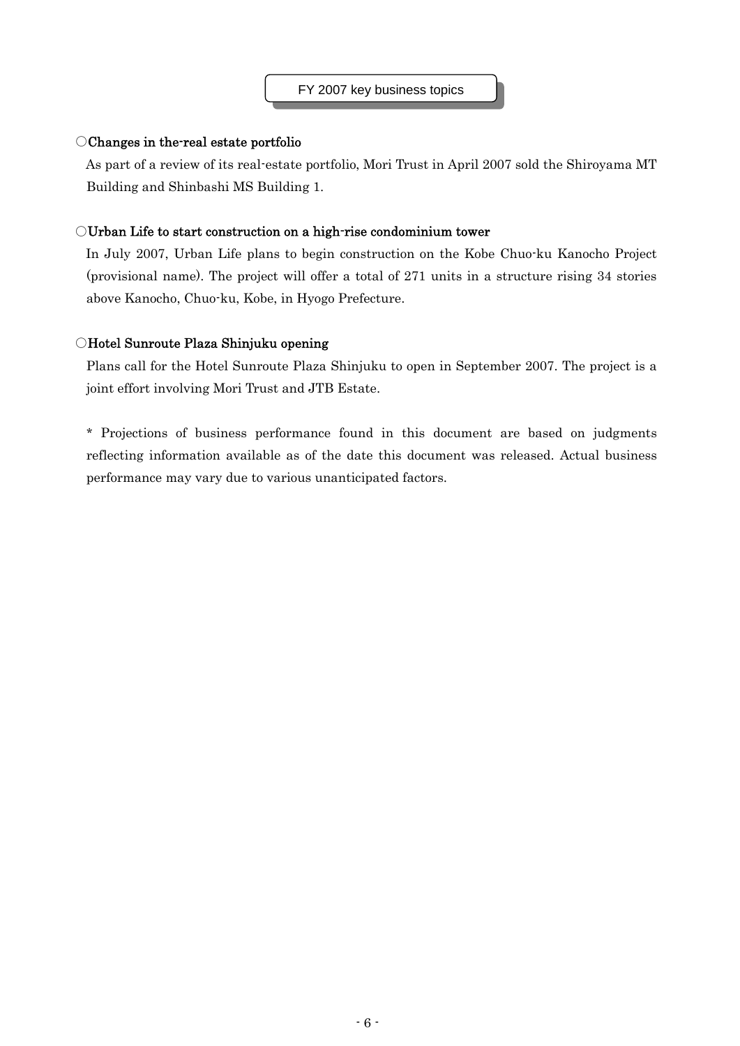## FY 2007 key business topics

**○Changes in the-real estate portfolio**

As part of a review of its real-estate portfolio, Mori Trust in April 2007 sold the Shiroyama MT Building and Shinbashi MS Building 1.

**○Urban Life to start construction on a high-rise condominium tower**

In July 2007, Urban Life plans to begin construction on the Kobe Chuo-ku Kanocho Project (provisional name). The project will offer a total of 271 units in a structure rising 34 stories above Kanocho, Chuo-ku, Kobe, in Hyogo Prefecture.

**○Hotel Sunroute Plaza Shinjuku opening**

Plans call for the Hotel Sunroute Plaza Shinjuku to open in September 2007. The project is a joint effort involving Mori Trust and JTB Estate.

* Projections of business performance found in this document are based on judgments reflecting information available as of the date this document was released. Actual business performance may vary due to various unanticipated factors.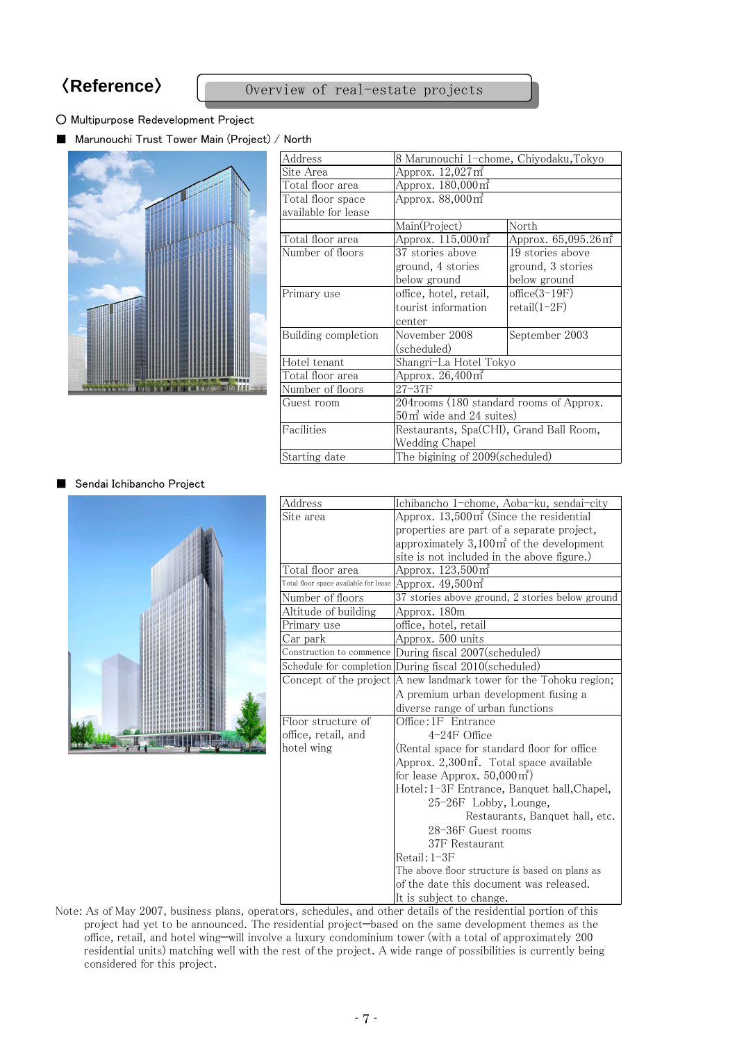# 〈Reference〉 Overview of real-estate projects

○ Multipurpose Redevelopment Project

## ■ Marunouchi Trust Tower Main (Project) / North

| Address | 8 Marunouchi 1-chome, Chiyodaku,Tokyo | |
|---|---|---|
| Site Area | Approx. 12,027㎡ | |
| Total floor area | Approx. 180,000㎡ | |
| Total floor space available for lease | Approx. 88,000㎡ | |
| | Main(Project) | North |
| Total floor area | Approx. 115,000㎡ | Approx. 65,095.26㎡ |
| Number of floors | 37 stories above ground, 4 stories below ground | 19 stories above ground, 3 stories below ground |
| Primary use | office, hotel, retail, tourist information center | office(3-19F) retail(1-2F) |
| Building completion | November 2008 (scheduled) | September 2003 |
| Hotel tenant | Shangri-La Hotel Tokyo | |
| Total floor area | Approx. 26,400㎡ | |
| Number of floors | 27-37F | |
| Guest room | 204rooms (180 standard rooms of Approx. 50㎡ wide and 24 suites) | |
| Facilities | Restaurants, Spa(CHI), Grand Ball Room, Wedding Chapel | |
| Starting date | The bigining of 2009(scheduled) | |

## ■ Sendai Ichibancho Project

| Address | Ichibancho 1-chome, Aoba-ku, sendai-city |
|---|---|
| Site area | Approx. 13,500㎡ (Since the residential properties are part of a separate project, approximately 3,100㎡ of the development site is not included in the above figure.) |
| Total floor area | Approx. 123,500㎡ |
| Total floor space available for lease | Approx. 49,500㎡ |
| Number of floors | 37 stories above ground, 2 stories below ground |
| Altitude of building | Approx. 180m |
| Primary use | office, hotel, retail |
| Car park | Approx. 500 units |
| Construction to commence | During fiscal 2007(scheduled) |
| Schedule for completion | During fiscal 2010(scheduled) |
| Concept of the project | A new landmark tower for the Tohoku region; A premium urban development fusing a diverse range of urban functions |
| Floor structure of office, retail, and hotel wing | Office: 1F Entrance<br>4-24F Office<br>(Rental space for standard floor for office Approx. 2,300㎡. Total space available for lease Approx. 50,000㎡)<br>Hotel: 1-3F Entrance, Banquet hall, Chapel,<br>25-26F Lobby, Lounge, Restaurants, Banquet hall, etc.<br>28-36F Guest rooms<br>37F Restaurant<br>Retail: 1-3F<br>The above floor structure is based on plans as of the date this document was released. It is subject to change. |

Note: As of May 2007, business plans, operators, schedules, and other details of the residential portion of this project had yet to be announced. The residential project—based on the same development themes as the office, retail, and hotel wing—will involve a luxury condominium tower (with a total of approximately 200 residential units) matching well with the rest of the project. A wide range of possibilities is currently being considered for this project.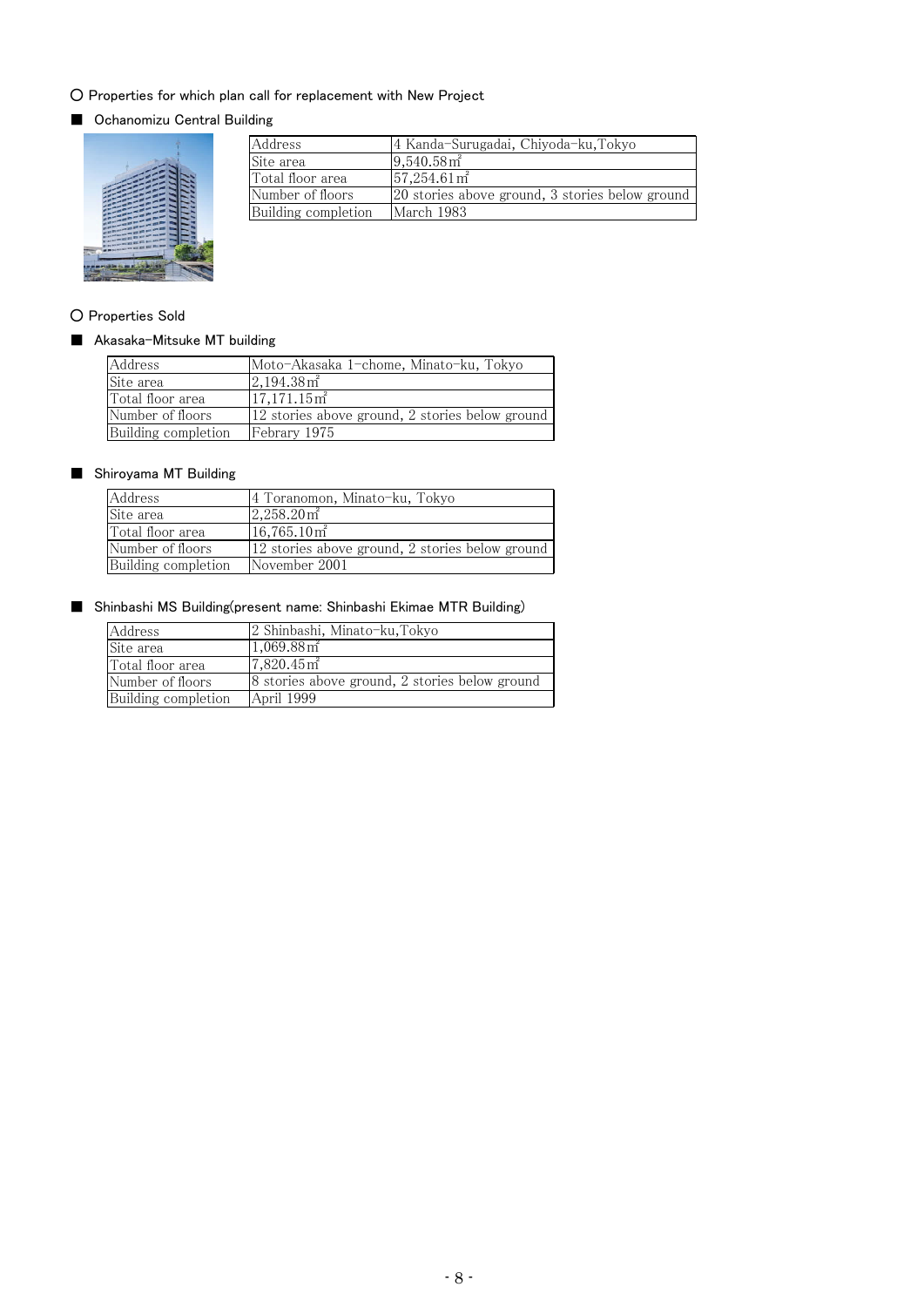○ Properties for which plan call for replacement with New Project

■ Ochanomizu Central Building

| Address | 4 Kanda-Surugadai, Chiyoda-ku,Tokyo |
|---|---|
| Site area | 9,540.58㎡ |
| Total floor area | 57,254.61㎡ |
| Number of floors | 20 stories above ground, 3 stories below ground |
| Building completion | March 1983 |

○ Properties Sold

■ Akasaka-Mitsuke MT building

| Address | Moto-Akasaka 1-chome, Minato-ku, Tokyo |
|---|---|
| Site area | 2,194.38㎡ |
| Total floor area | 17,171.15㎡ |
| Number of floors | 12 stories above ground, 2 stories below ground |
| Building completion | Febrary 1975 |

■ Shiroyama MT Building

| Address | 4 Toranomon, Minato-ku, Tokyo |
|---|---|
| Site area | 2,258.20㎡ |
| Total floor area | 16,765.10㎡ |
| Number of floors | 12 stories above ground, 2 stories below ground |
| Building completion | November 2001 |

■ Shinbashi MS Building(present name: Shinbashi Ekimae MTR Building)

| Address | 2 Shinbashi, Minato-ku,Tokyo |
|---|---|
| Site area | 1,069.88㎡ |
| Total floor area | 7,820.45㎡ |
| Number of floors | 8 stories above ground, 2 stories below ground |
| Building completion | April 1999 |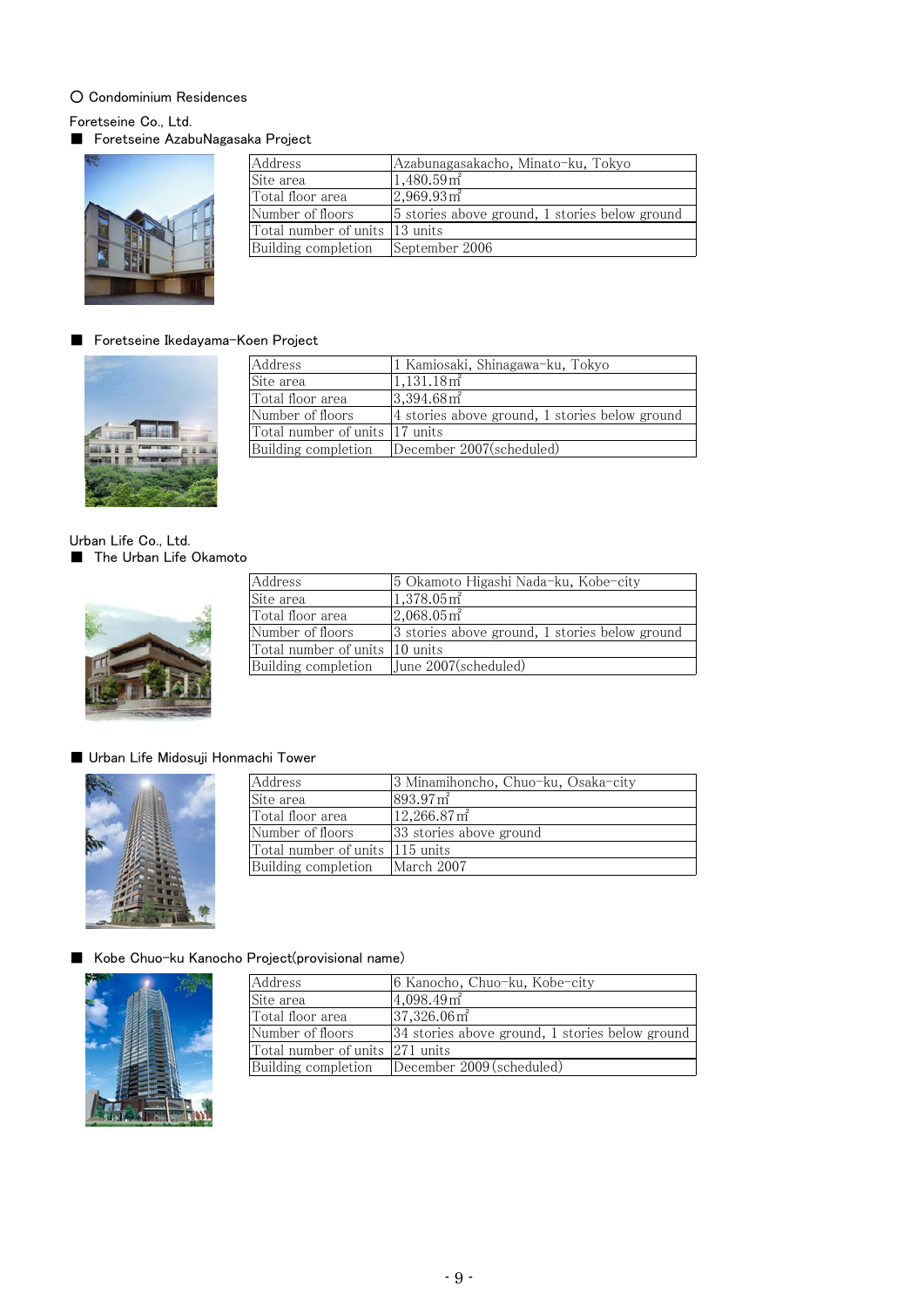○ Condominium Residences

Foretseine Co., Ltd.

■ Foretseine AzabuNagasaka Project

| Address | Azabunagasakacho, Minato-ku, Tokyo |
|---|---|
| Site area | 1,480.59㎡ |
| Total floor area | 2,969.93㎡ |
| Number of floors | 5 stories above ground, 1 stories below ground |
| Total number of units | 13 units |
| Building completion | September 2006 |

■ Foretseine Ikedayama-Koen Project

| Address | 1 Kamiosaki, Shinagawa-ku, Tokyo |
|---|---|
| Site area | 1,131.18㎡ |
| Total floor area | 3,394.68㎡ |
| Number of floors | 4 stories above ground, 1 stories below ground |
| Total number of units | 17 units |
| Building completion | December 2007(scheduled) |

Urban Life Co., Ltd.

■ The Urban Life Okamoto

| Address | 5 Okamoto Higashi Nada-ku, Kobe-city |
|---|---|
| Site area | 1,378.05㎡ |
| Total floor area | 2,068.05㎡ |
| Number of floors | 3 stories above ground, 1 stories below ground |
| Total number of units | 10 units |
| Building completion | June 2007(scheduled) |

■ Urban Life Midosuji Honmachi Tower

| Address | 3 Minamihoncho, Chuo-ku, Osaka-city |
|---|---|
| Site area | 893.97㎡ |
| Total floor area | 12,266.87㎡ |
| Number of floors | 33 stories above ground |
| Total number of units | 115 units |
| Building completion | March 2007 |

■ Kobe Chuo-ku Kanocho Project(provisional name)

| Address | 6 Kanocho, Chuo-ku, Kobe-city |
|---|---|
| Site area | 4,098.49㎡ |
| Total floor area | 37,326.06㎡ |
| Number of floors | 34 stories above ground, 1 stories below ground |
| Total number of units | 271 units |
| Building completion | December 2009(scheduled) |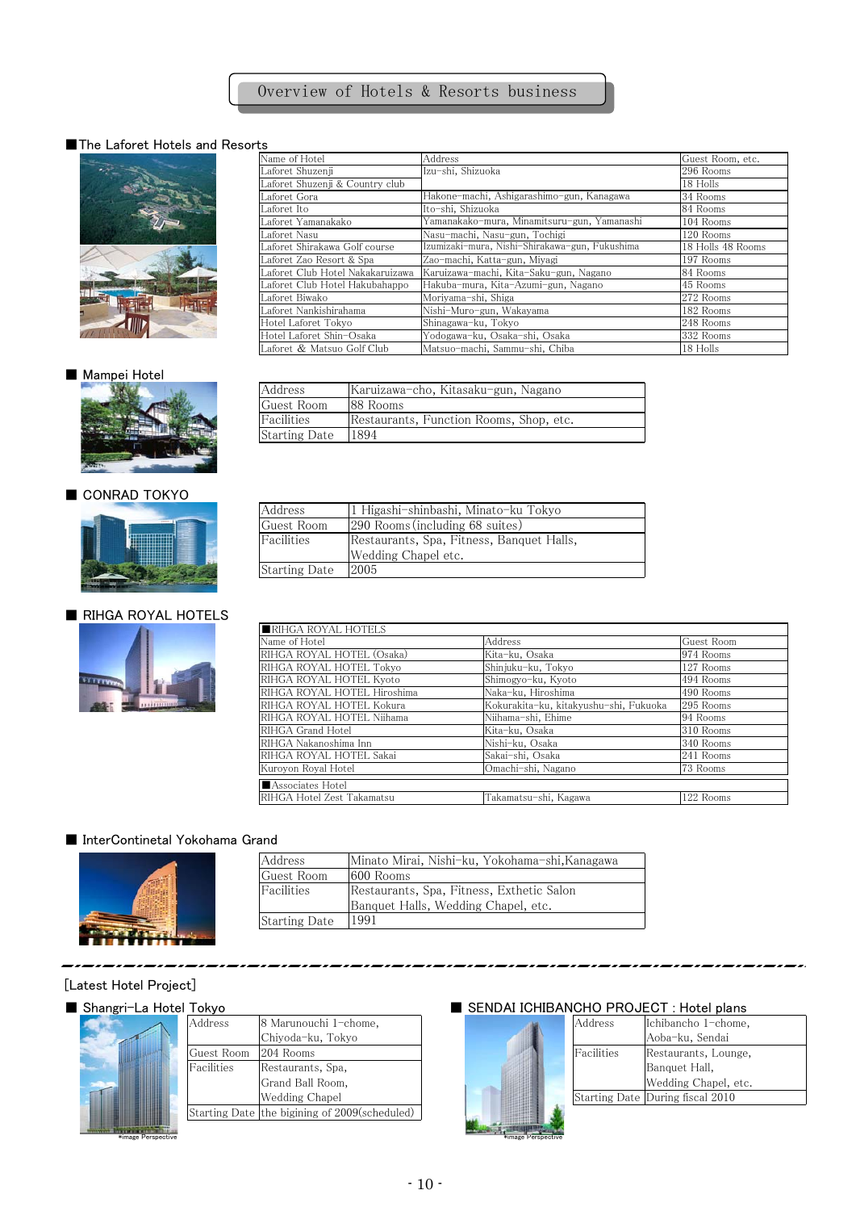# Overview of Hotels & Resorts business

## ■The Laforet Hotels and Resorts

| Name of Hotel | Address | Guest Room, etc. |
|---|---|---|
| Laforet Shuzenji | Izu-shi, Shizuoka | 296 Rooms |
| Laforet Shuzenji & Country club | | 18 Holls |
| Laforet Gora | Hakone-machi, Ashigarashimo-gun, Kanagawa | 34 Rooms |
| Laforet Ito | Ito-shi, Shizuoka | 84 Rooms |
| Laforet Yamanakako | Yamanakako-mura, Minamitsuru-gun, Yamanashi | 104 Rooms |
| Laforet Nasu | Nasu-machi, Nasu-gun, Tochigi | 120 Rooms |
| Laforet Shirakawa Golf course | Izumizaki-mura, Nishi-Shirakawa-gun, Fukushima | 18 Holls 48 Rooms |
| Laforet Zao Resort & Spa | Zao-machi, Katta-gun, Miyagi | 197 Rooms |
| Laforet Club Hotel Nakakaruizawa | Karuizawa-machi, Kita-Saku-gun, Nagano | 84 Rooms |
| Laforet Club Hotel Hakubahappo | Hakuba-mura, Kita-Azumi-gun, Nagano | 45 Rooms |
| Laforet Biwako | Moriyama-shi, Shiga | 272 Rooms |
| Laforet Nankishirahama | Nishi-Muro-gun, Wakayama | 182 Rooms |
| Hotel Laforet Tokyo | Shinagawa-ku, Tokyo | 248 Rooms |
| Hotel Laforet Shin-Osaka | Yodogawa-ku, Osaka-shi, Osaka | 332 Rooms |
| Laforet & Matsuo Golf Club | Matsuo-machi, Sammu-shi, Chiba | 18 Holls |

## ■ Mampei Hotel

| | |
|---|---|
| Address | Karuizawa-cho, Kitasaku-gun, Nagano |
| Guest Room | 88 Rooms |
| Facilities | Restaurants, Function Rooms, Shop, etc. |
| Starting Date | 1894 |

## ■ CONRAD TOKYO

| | |
|---|---|
| Address | 1 Higashi-shinbashi, Minato-ku Tokyo |
| Guest Room | 290 Rooms (including 68 suites) |
| Facilities | Restaurants, Spa, Fitness, Banquet Halls, Wedding Chapel etc. |
| Starting Date | 2005 |

## ■ RIHGA ROYAL HOTELS

| Name of Hotel | Address | Guest Room |
|---|---|---|
| **■RIHGA ROYAL HOTELS** | | |
| RIHGA ROYAL HOTEL (Osaka) | Kita-ku, Osaka | 974 Rooms |
| RIHGA ROYAL HOTEL Tokyo | Shinjuku-ku, Tokyo | 127 Rooms |
| RIHGA ROYAL HOTEL Kyoto | Shimogyo-ku, Kyoto | 494 Rooms |
| RIHGA ROYAL HOTEL Hiroshima | Naka-ku, Hiroshima | 490 Rooms |
| RIHGA ROYAL HOTEL Kokura | Kokurakita-ku, kitakyushu-shi, Fukuoka | 295 Rooms |
| RIHGA ROYAL HOTEL Niihama | Niihama-shi, Ehime | 94 Rooms |
| RIHGA Grand Hotel | Kita-ku, Osaka | 310 Rooms |
| RIHGA Nakanoshima Inn | Nishi-ku, Osaka | 340 Rooms |
| RIHGA ROYAL HOTEL Sakai | Sakai-shi, Osaka | 241 Rooms |
| Kuroyon Royal Hotel | Omachi-shi, Nagano | 73 Rooms |
| **■Associates Hotel** | | |
| RIHGA Hotel Zest Takamatsu | Takamatsu-shi, Kagawa | 122 Rooms |

## ■ InterContinetal Yokohama Grand

| | |
|---|---|
| Address | Minato Mirai, Nishi-ku, Yokohama-shi,Kanagawa |
| Guest Room | 600 Rooms |
| Facilities | Restaurants, Spa, Fitness, Exthetic Salon Banquet Halls, Wedding Chapel, etc. |
| Starting Date | 1991 |

---

[Latest Hotel Project]

## ■ Shangri-La Hotel Tokyo

| | |
|---|---|
| Address | 8 Marunouchi 1-chome, Chiyoda-ku, Tokyo |
| Guest Room | 204 Rooms |
| Facilities | Restaurants, Spa, Grand Ball Room, Wedding Chapel |
| Starting Date | the bigining of 2009(scheduled) |

*image Perspective

## ■ SENDAI ICHIBANCHO PROJECT : Hotel plans

| | |
|---|---|
| Address | Ichibancho 1-chome, Aoba-ku, Sendai |
| Facilities | Restaurants, Lounge, Banquet Hall, Wedding Chapel, etc. |
| Starting Date | During fiscal 2010 |

*image Perspective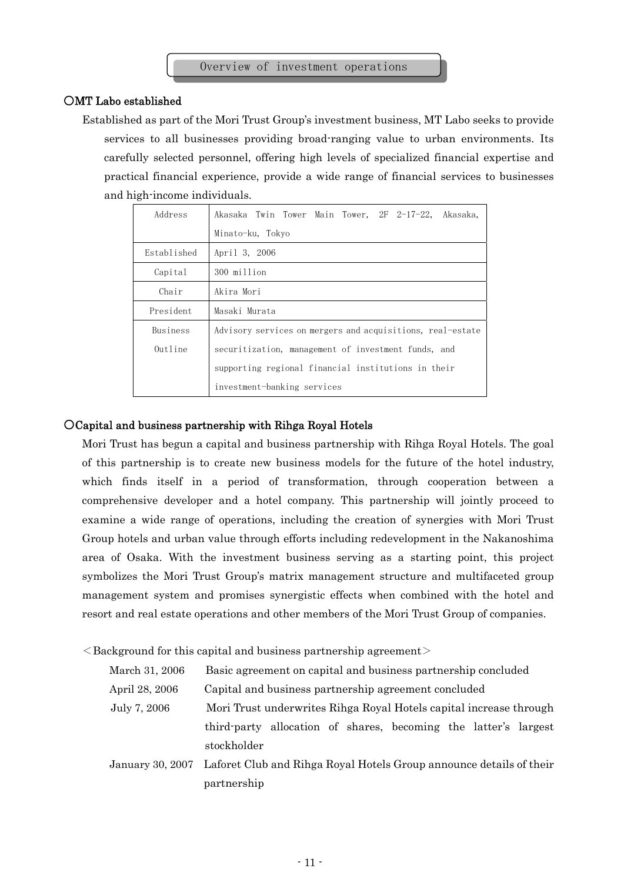## Overview of investment operations

### ○MT Labo established

Established as part of the Mori Trust Group's investment business, MT Labo seeks to provide services to all businesses providing broad-ranging value to urban environments. Its carefully selected personnel, offering high levels of specialized financial expertise and practical financial experience, provide a wide range of financial services to businesses and high-income individuals.

| | |
|---|---|
| Address | Akasaka Twin Tower Main Tower, 2F 2-17-22, Akasaka, Minato-ku, Tokyo |
| Established | April 3, 2006 |
| Capital | 300 million |
| Chair | Akira Mori |
| President | Masaki Murata |
| Business Outline | Advisory services on mergers and acquisitions, real-estate securitization, management of investment funds, and supporting regional financial institutions in their investment-banking services |

### ○Capital and business partnership with Rihga Royal Hotels

Mori Trust has begun a capital and business partnership with Rihga Royal Hotels. The goal of this partnership is to create new business models for the future of the hotel industry, which finds itself in a period of transformation, through cooperation between a comprehensive developer and a hotel company. This partnership will jointly proceed to examine a wide range of operations, including the creation of synergies with Mori Trust Group hotels and urban value through efforts including redevelopment in the Nakanoshima area of Osaka. With the investment business serving as a starting point, this project symbolizes the Mori Trust Group's matrix management structure and multifaceted group management system and promises synergistic effects when combined with the hotel and resort and real estate operations and other members of the Mori Trust Group of companies.

＜Background for this capital and business partnership agreement＞

| | |
|---|---|
| March 31, 2006 | Basic agreement on capital and business partnership concluded |
| April 28, 2006 | Capital and business partnership agreement concluded |
| July 7, 2006 | Mori Trust underwrites Rihga Royal Hotels capital increase through third-party allocation of shares, becoming the latter's largest stockholder |
| January 30, 2007 | Laforet Club and Rihga Royal Hotels Group announce details of their partnership |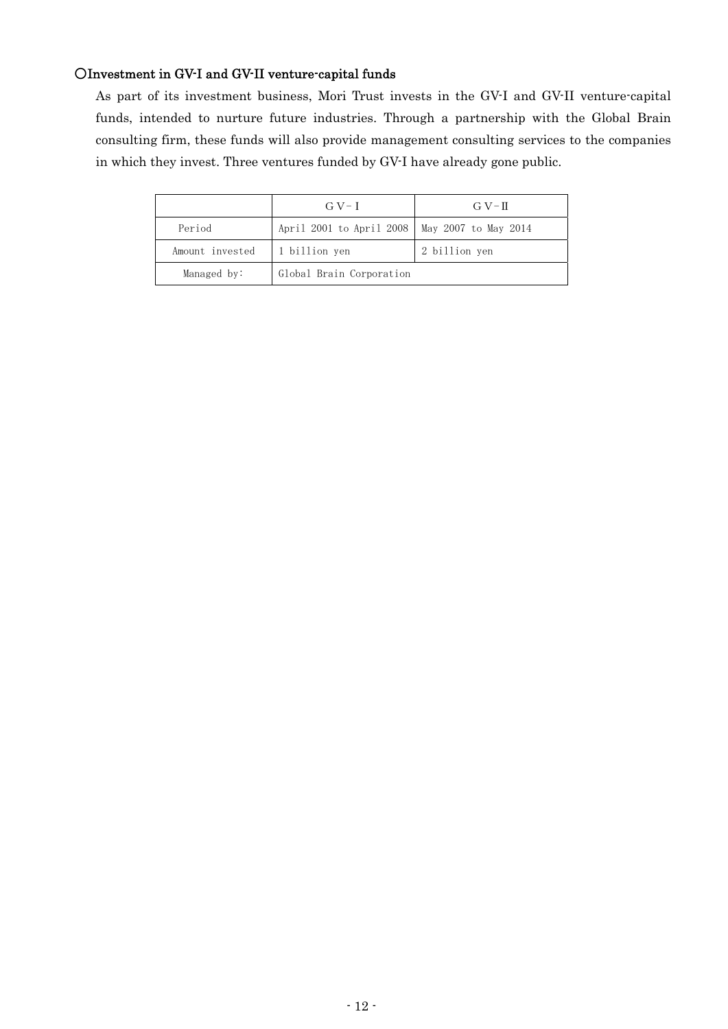### ○Investment in GV-I and GV-II venture-capital funds

As part of its investment business, Mori Trust invests in the GV-I and GV-II venture-capital funds, intended to nurture future industries. Through a partnership with the Global Brain consulting firm, these funds will also provide management consulting services to the companies in which they invest. Three ventures funded by GV-I have already gone public.

| | ＧＶ－Ⅰ | ＧＶ－Ⅱ |
|---|---|---|
| Period | April 2001 to April 2008 | May 2007 to May 2014 |
| Amount invested | 1 billion yen | 2 billion yen |
| Managed by: | Global Brain Corporation | |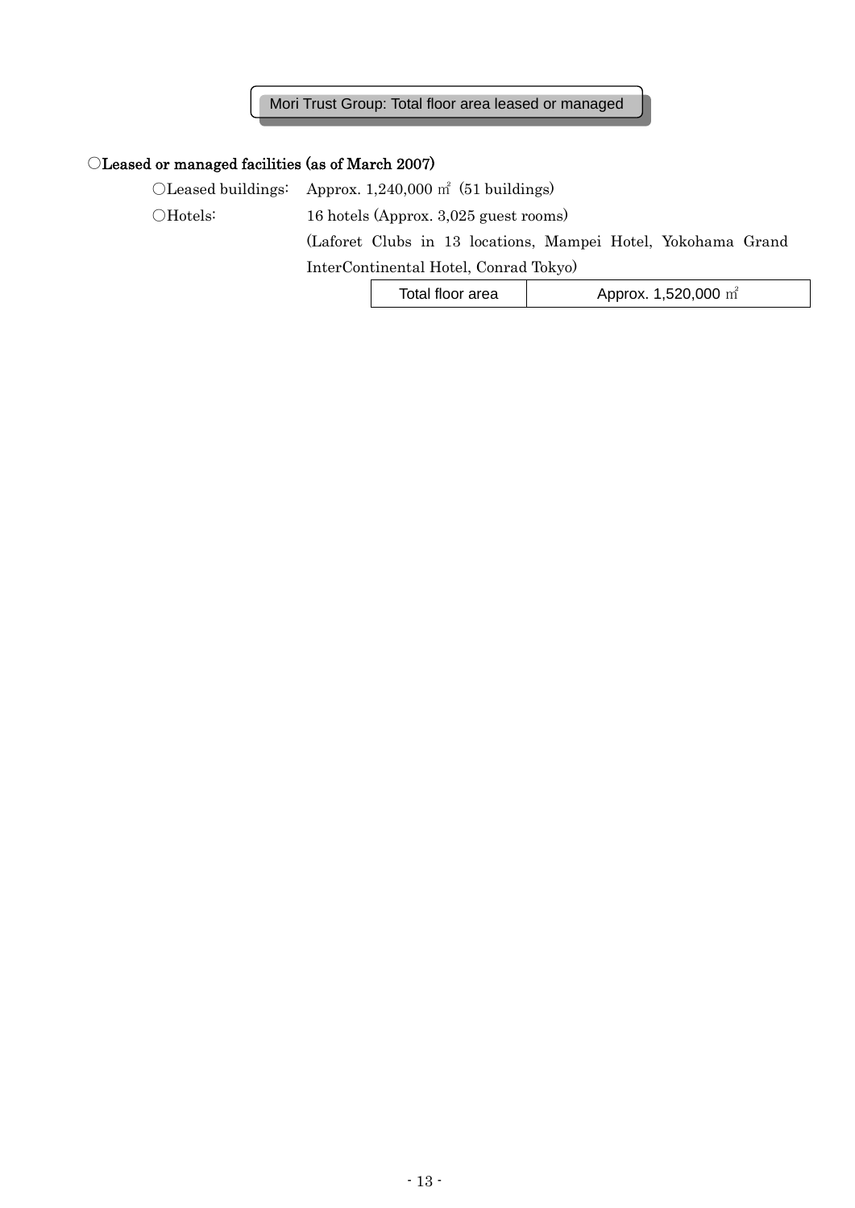## Mori Trust Group: Total floor area leased or managed

### ○Leased or managed facilities (as of March 2007)

○Leased buildings: Approx. 1,240,000 ㎡ (51 buildings)

○Hotels: 16 hotels (Approx. 3,025 guest rooms)
(Laforet Clubs in 13 locations, Mampei Hotel, Yokohama Grand InterContinental Hotel, Conrad Tokyo)

| Total floor area | Approx. 1,520,000 ㎡ |
|---|---|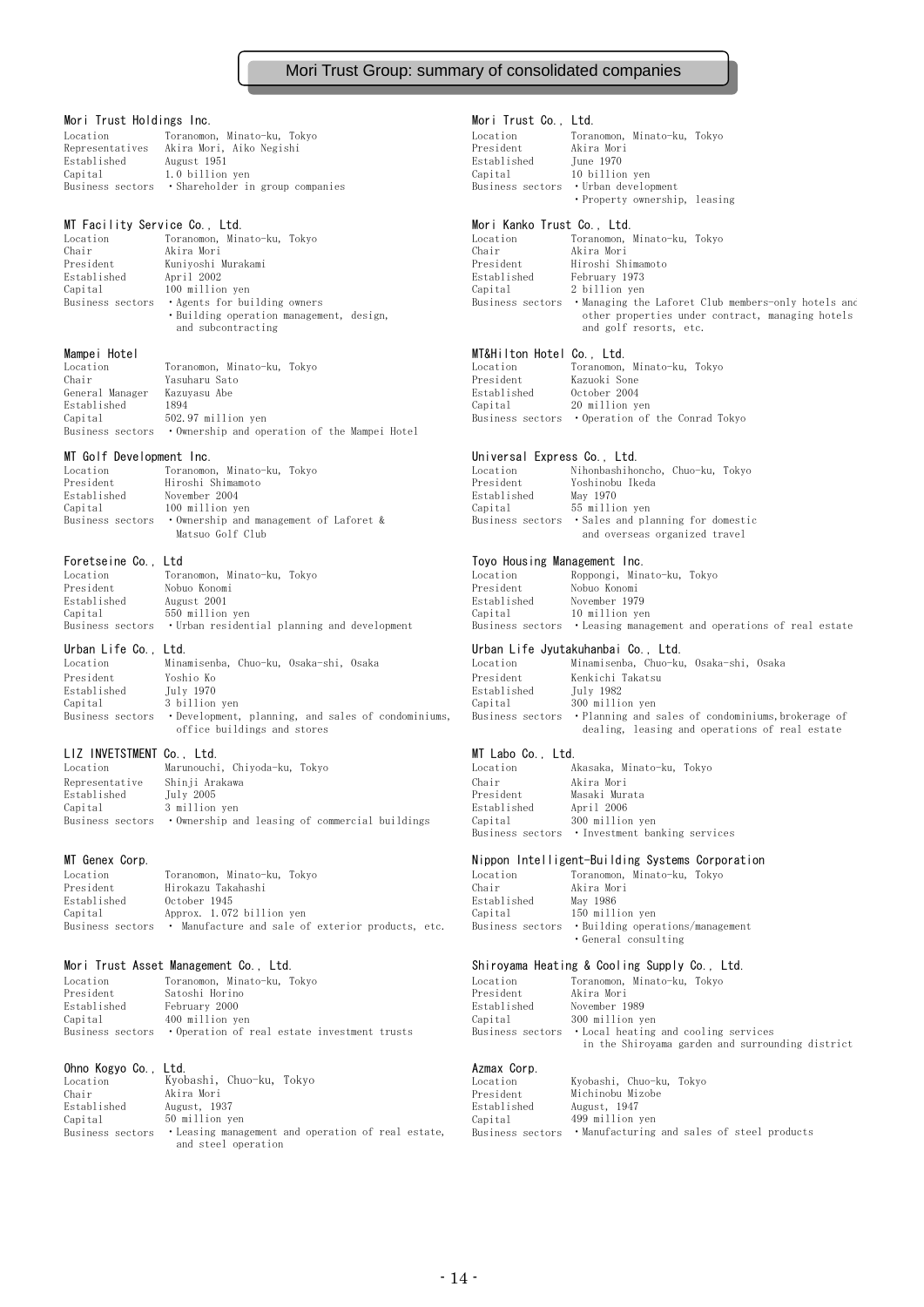# Mori Trust Group: summary of consolidated companies

### Mori Trust Holdings Inc.

Location Toranomon, Minato-ku, Tokyo
Representatives Akira Mori, Aiko Negishi
Established August 1951
Capital 1.0 billion yen
Business sectors ・Shareholder in group companies

### MT Facility Service Co., Ltd.

Location Toranomon, Minato-ku, Tokyo
Chair Akira Mori
President Kuniyoshi Murakami
Established April 2002
Capital 100 million yen
Business sectors ・Agents for building owners
・Building operation management, design, and subcontracting

### Mampei Hotel

Location Toranomon, Minato-ku, Tokyo
Chair Yasuharu Sato
General Manager Kazuyasu Abe
Established 1894
Capital 502.97 million yen
Business sectors ・Ownership and operation of the Mampei Hotel

### MT Golf Development Inc.

Location Toranomon, Minato-ku, Tokyo
President Hiroshi Shimamoto
Established November 2004
Capital 100 million yen
Business sectors ・Ownership and management of Laforet & Matsuo Golf Club

### Foretseine Co., Ltd

Location Toranomon, Minato-ku, Tokyo
President Nobuo Konomi
Established August 2001
Capital 550 million yen
Business sectors ・Urban residential planning and development

### Urban Life Co., Ltd.

Location Minamisenba, Chuo-ku, Osaka-shi, Osaka
President Yoshio Ko
Established July 1970
Capital 3 billion yen
Business sectors ・Development, planning, and sales of condominiums, office buildings and stores

### LIZ INVETSTMENT Co., Ltd.

Location Marunouchi, Chiyoda-ku, Tokyo
Representative Shinji Arakawa
Established July 2005
Capital 3 million yen
Business sectors ・Ownership and leasing of commercial buildings

### MT Genex Corp.

Location Toranomon, Minato-ku, Tokyo
President Hirokazu Takahashi
Established October 1945
Capital Approx. 1.072 billion yen
Business sectors ・ Manufacture and sale of exterior products, etc.

### Mori Trust Asset Management Co., Ltd.

Location Toranomon, Minato-ku, Tokyo
President Satoshi Horino
Established February 2000
Capital 400 million yen
Business sectors ・Operation of real estate investment trusts

### Ohno Kogyo Co., Ltd.

Location Kyobashi, Chuo-ku, Tokyo
Chair Akira Mori
Established August, 1937
Capital 50 million yen
Business sectors ・Leasing management and operation of real estate, and steel operation

### Mori Trust Co., Ltd.

Location Toranomon, Minato-ku, Tokyo
President Akira Mori
Established June 1970
Capital 10 billion yen
Business sectors ・Urban development
・Property ownership, leasing

### Mori Kanko Trust Co., Ltd.

Location Toranomon, Minato-ku, Tokyo
Chair Akira Mori
President Hiroshi Shimamoto
Established February 1973
Capital 2 billion yen
Business sectors ・Managing the Laforet Club members-only hotels and other properties under contract, managing hotels and golf resorts, etc.

### MT&Hilton Hotel Co., Ltd.

Location Toranomon, Minato-ku, Tokyo
President Kazuoki Sone
Established October 2004
Capital 20 million yen
Business sectors ・Operation of the Conrad Tokyo

### Universal Express Co., Ltd.

Location Nihonbashihoncho, Chuo-ku, Tokyo
President Yoshinobu Ikeda
Established May 1970
Capital 55 million yen
Business sectors ・Sales and planning for domestic and overseas organized travel

### Toyo Housing Management Inc.

Location Roppongi, Minato-ku, Tokyo
President Nobuo Konomi
Established November 1979
Capital 10 million yen
Business sectors ・Leasing management and operations of real estate

### Urban Life Jyutakuhanbai Co., Ltd.

Location Minamisenba, Chuo-ku, Osaka-shi, Osaka
President Kenkichi Takatsu
Established July 1982
Capital 300 million yen
Business sectors ・Planning and sales of condominiums,brokerage of dealing, leasing and operations of real estate

### MT Labo Co., Ltd.

Location Akasaka, Minato-ku, Tokyo
Chair Akira Mori
President Masaki Murata
Established April 2006
Capital 300 million yen
Business sectors ・Investment banking services

### Nippon Intelligent-Building Systems Corporation

Location Toranomon, Minato-ku, Tokyo
Chair Akira Mori
Established May 1986
Capital 150 million yen
Business sectors ・Building operations/management
・General consulting

### Shiroyama Heating & Cooling Supply Co., Ltd.

Location Toranomon, Minato-ku, Tokyo
President Akira Mori
Established November 1989
Capital 300 million yen
Business sectors ・Local heating and cooling services in the Shiroyama garden and surrounding district

### Azmax Corp.

Location Kyobashi, Chuo-ku, Tokyo
President Michinobu Mizobe
Established August, 1947
Capital 499 million yen
Business sectors ・Manufacturing and sales of steel products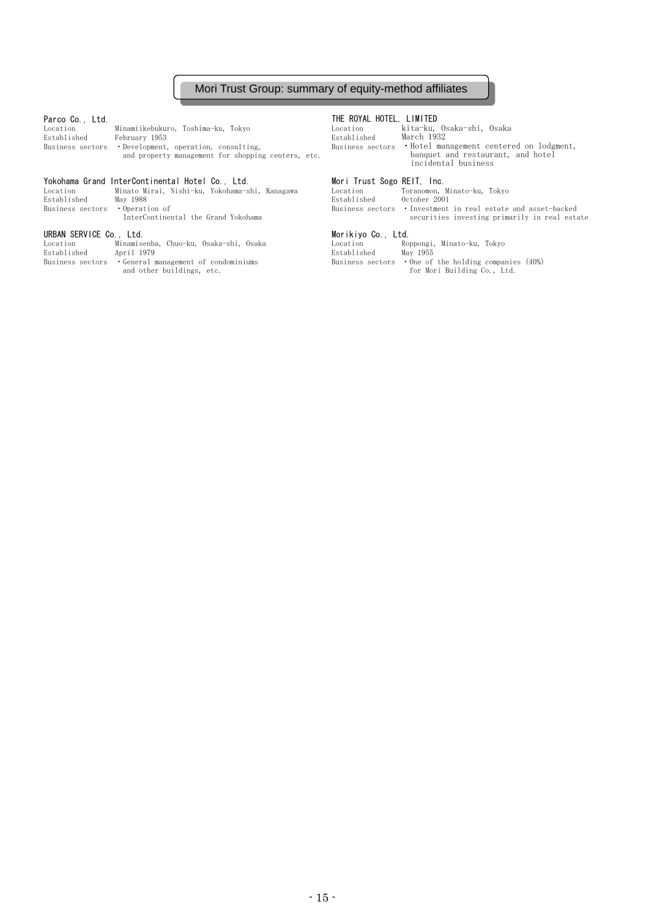# Mori Trust Group: summary of equity-method affiliates

### Parco Co., Ltd.

Location　Minamiikebukuro, Toshima-ku, Tokyo
Established　February 1953
Business sectors　・Development, operation, consulting, and property management for shopping centers, etc.

### Yokohama Grand InterContinental Hotel Co., Ltd.

Location　Minato Mirai, Nishi-ku, Yokohama-shi, Kanagawa
Established　May 1988
Business sectors　・Operation of InterContinental the Grand Yokohama

### URBAN SERVICE Co., Ltd.

Location　Minamisenba, Chuo-ku, Osaka-shi, Osaka
Established　April 1979
Business sectors　・General management of condominiums and other buildings, etc.

### THE ROYAL HOTEL, LIMITED

Location　kita-ku, Osaka-shi, Osaka
Established　March 1932
Business sectors　・Hotel management centered on lodgment, banquet and restaurant, and hotel incidental business

### Mori Trust Sogo REIT, Inc.

Location　Toranomon, Minato-ku, Tokyo
Established　October 2001
Business sectors　・Investment in real estate and asset-backed securities investing primarily in real estate

### Morikiyo Co., Ltd.

Location　Roppongi, Minato-ku, Tokyo
Established　May 1955
Business sectors　・One of the holding companies (40%) for Mori Building Co., Ltd.